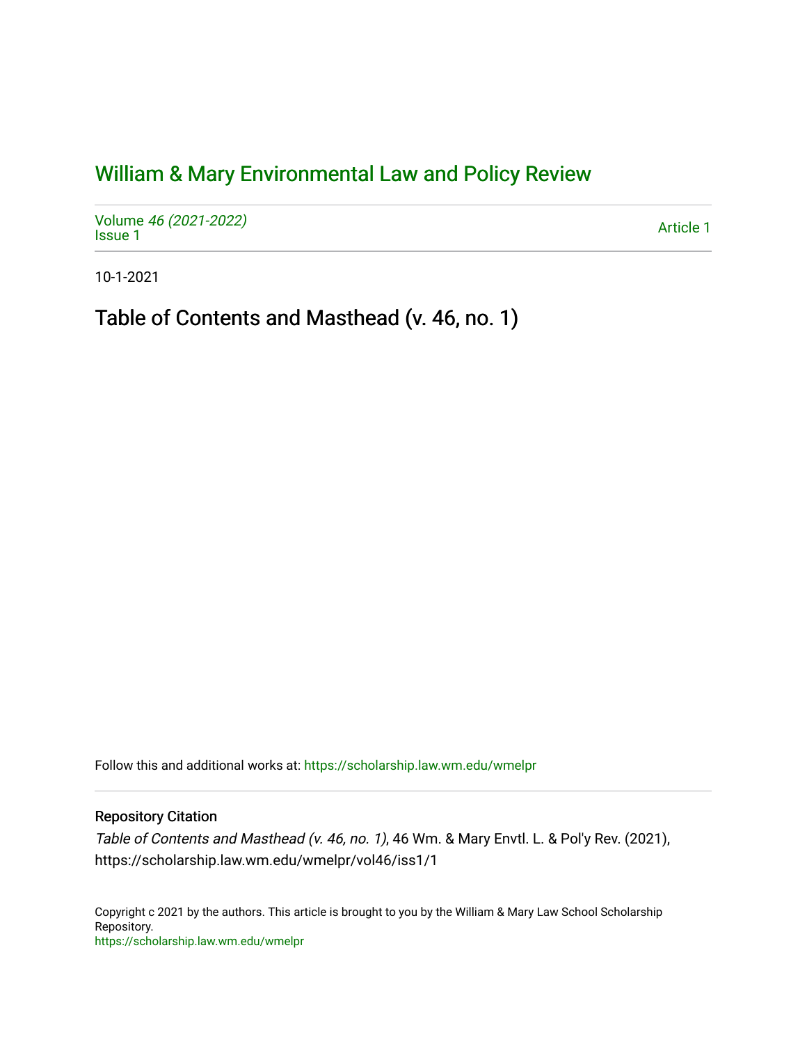# William & Mary Environmental Law and Policy Review

Volume *46 (2021-2022)*
Issue 1

Article 1

10-1-2021

## Table of Contents and Masthead (v. 46, no. 1)

Follow this and additional works at: https://scholarship.law.wm.edu/wmelpr

### Repository Citation

*Table of Contents and Masthead (v. 46, no. 1)*, 46 Wm. & Mary Envtl. L. & Pol'y Rev. (2021), https://scholarship.law.wm.edu/wmelpr/vol46/iss1/1

Copyright c 2021 by the authors. This article is brought to you by the William & Mary Law School Scholarship Repository.
https://scholarship.law.wm.edu/wmelpr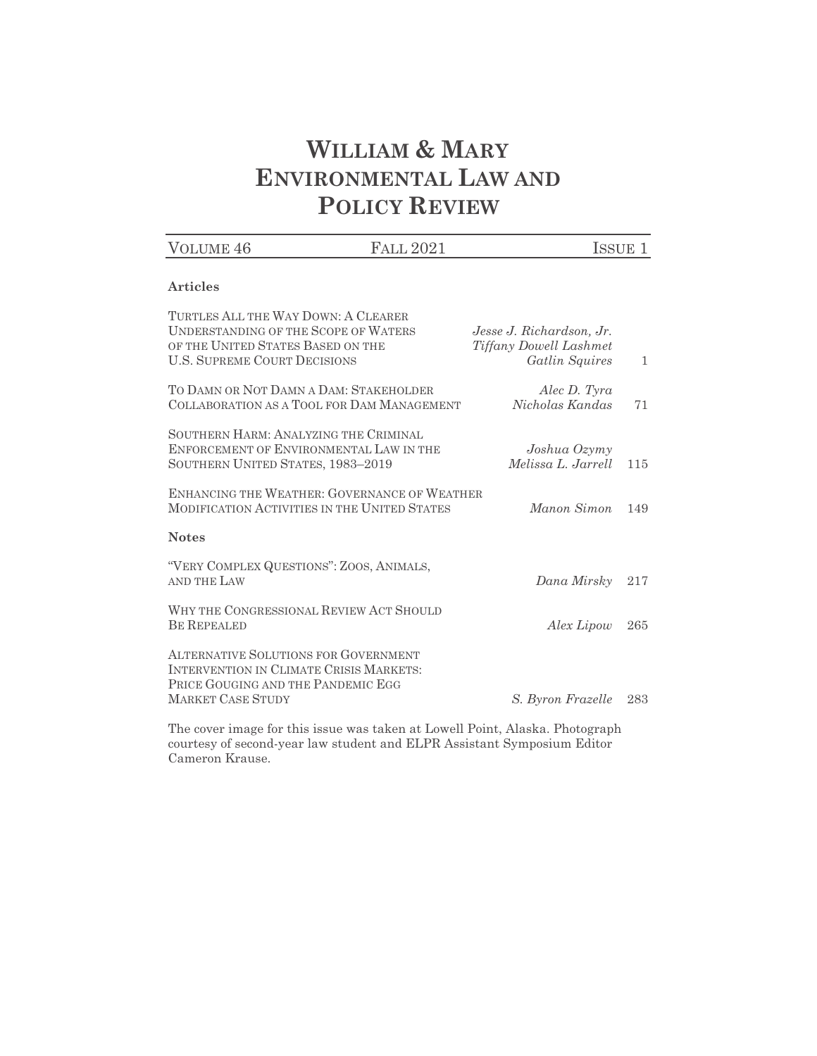# WILLIAM & MARY ENVIRONMENTAL LAW AND POLICY REVIEW

| VOLUME 46 | FALL 2021 | ISSUE 1 |
|---|---|---|

**Articles**

| | | |
|---|---|---|
| TURTLES ALL THE WAY DOWN: A CLEARER UNDERSTANDING OF THE SCOPE OF WATERS OF THE UNITED STATES BASED ON THE U.S. SUPREME COURT DECISIONS | *Jesse J. Richardson, Jr.* *Tiffany Dowell Lashmet* *Gatlin Squires* | 1 |
| TO DAMN OR NOT DAMN A DAM: STAKEHOLDER COLLABORATION AS A TOOL FOR DAM MANAGEMENT | *Alec D. Tyra* *Nicholas Kandas* | 71 |
| SOUTHERN HARM: ANALYZING THE CRIMINAL ENFORCEMENT OF ENVIRONMENTAL LAW IN THE SOUTHERN UNITED STATES, 1983–2019 | *Joshua Ozymy* *Melissa L. Jarrell* | 115 |
| ENHANCING THE WEATHER: GOVERNANCE OF WEATHER MODIFICATION ACTIVITIES IN THE UNITED STATES | *Manon Simon* | 149 |

**Notes**

| | | |
|---|---|---|
| "VERY COMPLEX QUESTIONS": ZOOS, ANIMALS, AND THE LAW | *Dana Mirsky* | 217 |
| WHY THE CONGRESSIONAL REVIEW ACT SHOULD BE REPEALED | *Alex Lipow* | 265 |
| ALTERNATIVE SOLUTIONS FOR GOVERNMENT INTERVENTION IN CLIMATE CRISIS MARKETS: PRICE GOUGING AND THE PANDEMIC EGG MARKET CASE STUDY | *S. Byron Frazelle* | 283 |

The cover image for this issue was taken at Lowell Point, Alaska. Photograph courtesy of second-year law student and ELPR Assistant Symposium Editor Cameron Krause.